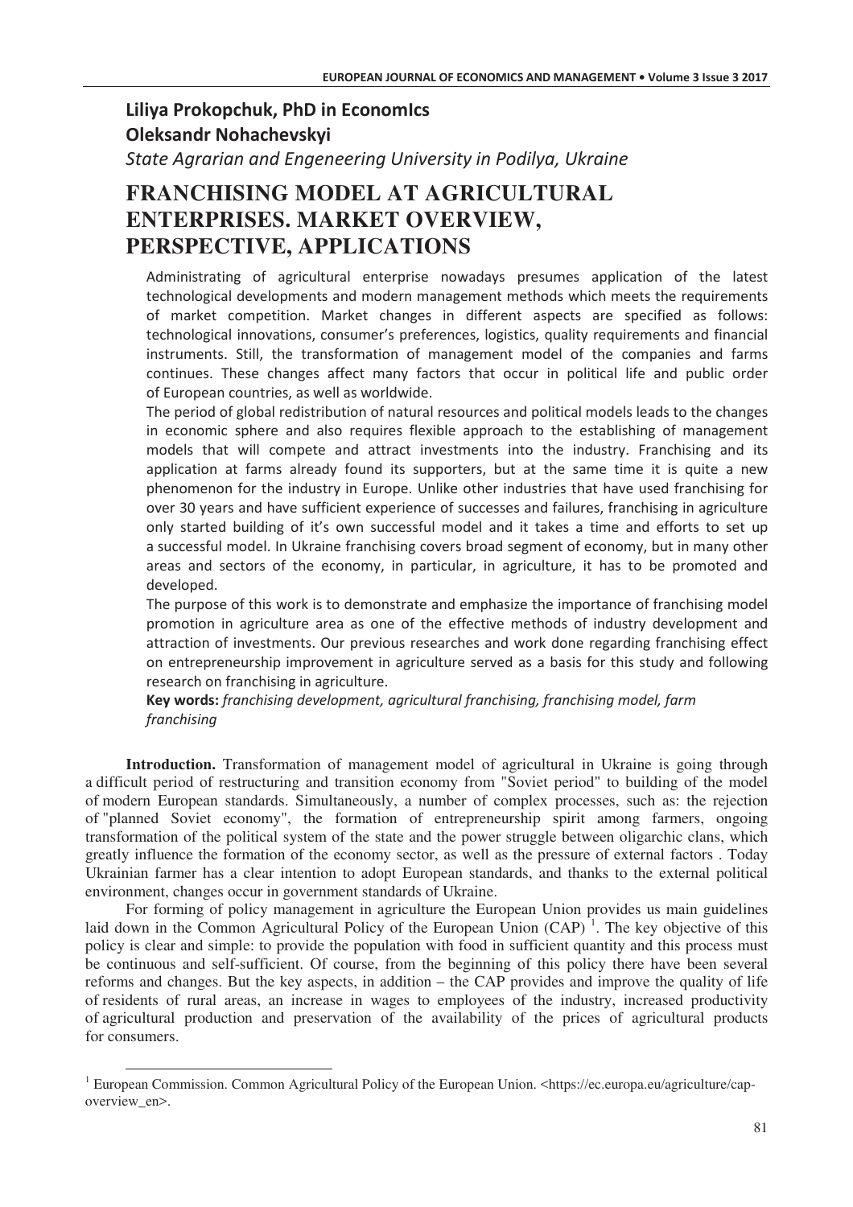**Liliya Prokopchuk, PhD in EconomIcs**
**Oleksandr Nohachevskyi**
*State Agrarian and Engeneering University in Podilya, Ukraine*

# FRANCHISING MODEL AT AGRICULTURAL ENTERPRISES. MARKET OVERVIEW, PERSPECTIVE, APPLICATIONS

Administrating of agricultural enterprise nowadays presumes application of the latest technological developments and modern management methods which meets the requirements of market competition. Market changes in different aspects are specified as follows: technological innovations, consumer's preferences, logistics, quality requirements and financial instruments. Still, the transformation of management model of the companies and farms continues. These changes affect many factors that occur in political life and public order of European countries, as well as worldwide.

The period of global redistribution of natural resources and political models leads to the changes in economic sphere and also requires flexible approach to the establishing of management models that will compete and attract investments into the industry. Franchising and its application at farms already found its supporters, but at the same time it is quite a new phenomenon for the industry in Europe. Unlike other industries that have used franchising for over 30 years and have sufficient experience of successes and failures, franchising in agriculture only started building of it's own successful model and it takes a time and efforts to set up a successful model. In Ukraine franchising covers broad segment of economy, but in many other areas and sectors of the economy, in particular, in agriculture, it has to be promoted and developed.

The purpose of this work is to demonstrate and emphasize the importance of franchising model promotion in agriculture area as one of the effective methods of industry development and attraction of investments. Our previous researches and work done regarding franchising effect on entrepreneurship improvement in agriculture served as a basis for this study and following research on franchising in agriculture.

**Key words:** *franchising development, agricultural franchising, franchising model, farm franchising*

**Introduction.** Transformation of management model of agricultural in Ukraine is going through a difficult period of restructuring and transition economy from "Soviet period" to building of the model of modern European standards. Simultaneously, a number of complex processes, such as: the rejection of "planned Soviet economy", the formation of entrepreneurship spirit among farmers, ongoing transformation of the political system of the state and the power struggle between oligarchic clans, which greatly influence the formation of the economy sector, as well as the pressure of external factors . Today Ukrainian farmer has a clear intention to adopt European standards, and thanks to the external political environment, changes occur in government standards of Ukraine.

For forming of policy management in agriculture the European Union provides us main guidelines laid down in the Common Agricultural Policy of the European Union (CAP) [1]. The key objective of this policy is clear and simple: to provide the population with food in sufficient quantity and this process must be continuous and self-sufficient. Of course, from the beginning of this policy there have been several reforms and changes. But the key aspects, in addition – the CAP provides and improve the quality of life of residents of rural areas, an increase in wages to employees of the industry, increased productivity of agricultural production and preservation of the availability of the prices of agricultural products for consumers.

---

[1] European Commission. Common Agricultural Policy of the European Union. <https://ec.europa.eu/agriculture/cap-overview_en>.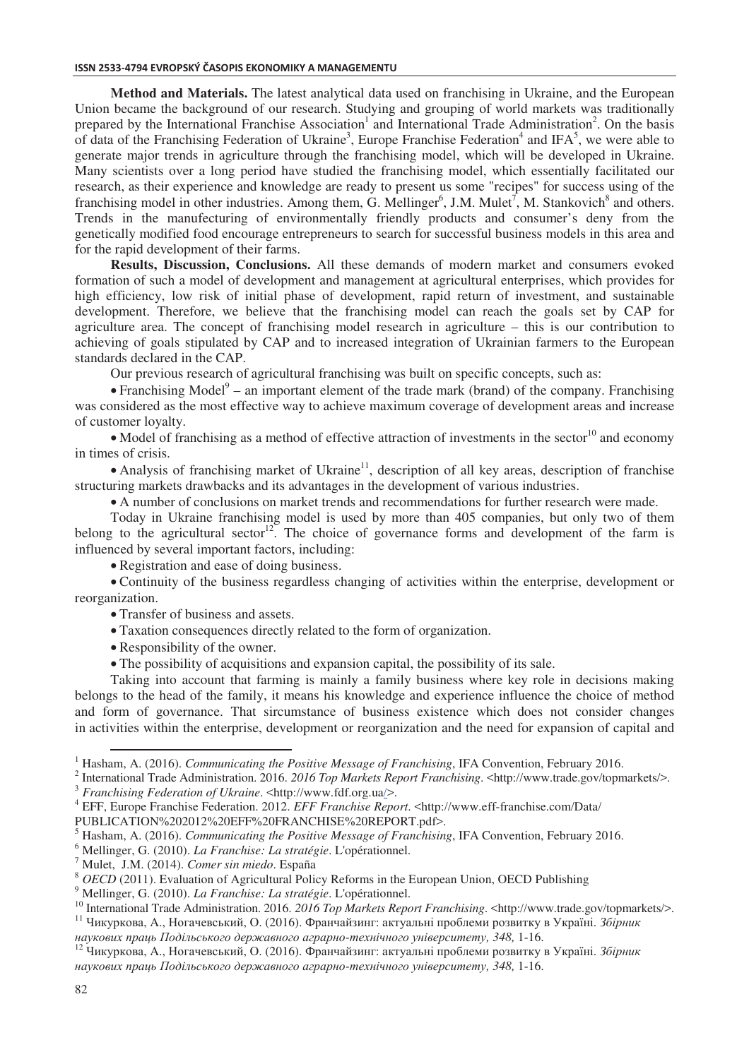**Method and Materials.** The latest analytical data used on franchising in Ukraine, and the European Union became the background of our research. Studying and grouping of world markets was traditionally prepared by the International Franchise Association[1] and International Trade Administration[2]. On the basis of data of the Franchising Federation of Ukraine[3], Europe Franchise Federation[4] and IFA[5], we were able to generate major trends in agriculture through the franchising model, which will be developed in Ukraine. Many scientists over a long period have studied the franchising model, which essentially facilitated our research, as their experience and knowledge are ready to present us some "recipes" for success using of the franchising model in other industries. Among them, G. Mellinger[6], J.M. Mulet[7], M. Stankovich[8] and others. Trends in the manufecturing of environmentally friendly products and consumer's deny from the genetically modified food encourage entrepreneurs to search for successful business models in this area and for the rapid development of their farms.

**Results, Discussion, Conclusions.** All these demands of modern market and consumers evoked formation of such a model of development and management at agricultural enterprises, which provides for high efficiency, low risk of initial phase of development, rapid return of investment, and sustainable development. Therefore, we believe that the franchising model can reach the goals set by CAP for agriculture area. The concept of franchising model research in agriculture – this is our contribution to achieving of goals stipulated by CAP and to increased integration of Ukrainian farmers to the European standards declared in the CAP.

Our previous research of agricultural franchising was built on specific concepts, such as:

- Franchising Model[9] – an important element of the trade mark (brand) of the company. Franchising was considered as the most effective way to achieve maximum coverage of development areas and increase of customer loyalty.
- Model of franchising as a method of effective attraction of investments in the sector[10] and economy in times of crisis.
- Analysis of franchising market of Ukraine[11], description of all key areas, description of franchise structuring markets drawbacks and its advantages in the development of various industries.
- A number of conclusions on market trends and recommendations for further research were made.

Today in Ukraine franchising model is used by more than 405 companies, but only two of them belong to the agricultural sector[12]. The choice of governance forms and development of the farm is influenced by several important factors, including:

- Registration and ease of doing business.
- Continuity of the business regardless changing of activities within the enterprise, development or reorganization.
- Transfer of business and assets.
- Taxation consequences directly related to the form of organization.
- Responsibility of the owner.
- The possibility of acquisitions and expansion capital, the possibility of its sale.

Taking into account that farming is mainly a family business where key role in decisions making belongs to the head of the family, it means his knowledge and experience influence the choice of method and form of governance. That sircumstance of business existence which does not consider changes in activities within the enterprise, development or reorganization and the need for expansion of capital and

---

[1] Hasham, A. (2016). *Communicating the Positive Message of Franchising*, IFA Convention, February 2016.

[2] International Trade Administration. 2016. *2016 Top Markets Report Franchising*. <http://www.trade.gov/topmarkets/>.

[3] *Franchising Federation of Ukraine*. <http://www.fdf.org.ua/>.

[4] EFF, Europe Franchise Federation. 2012. *EFF Franchise Report*. <http://www.eff-franchise.com/Data/PUBLICATION%202012%20EFF%20FRANCHISE%20REPORT.pdf>.

[5] Hasham, A. (2016). *Communicating the Positive Message of Franchising*, IFA Convention, February 2016.

[6] Mellinger, G. (2010). *La Franchise: La stratégie*. L'opérationnel.

[7] Mulet, J.M. (2014). *Comer sin miedo*. España

[8] *OECD* (2011). Evaluation of Agricultural Policy Reforms in the European Union, OECD Publishing

[9] Mellinger, G. (2010). *La Franchise: La stratégie*. L'opérationnel.

[10] International Trade Administration. 2016. *2016 Top Markets Report Franchising*. <http://www.trade.gov/topmarkets/>.

[11] Чикуркова, А., Ногачевський, О. (2016). Франчайзинг: актуальні проблеми розвитку в Україні. *Збірник наукових праць Подільського державного аграрно-технічного університету, 348,* 1-16.

[12] Чикуркова, А., Ногачевський, О. (2016). Франчайзинг: актуальні проблеми розвитку в Україні. *Збірник наукових праць Подільського державного аграрно-технічного університету, 348,* 1-16.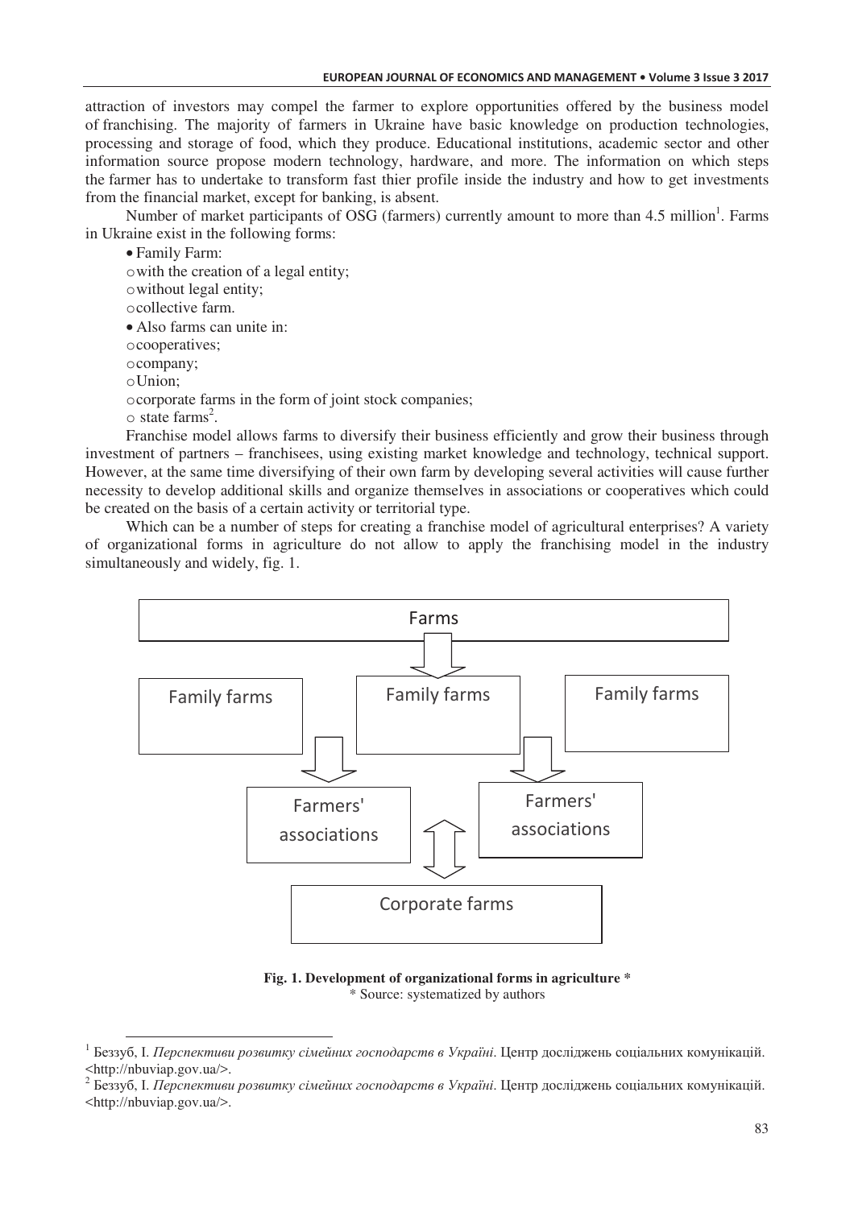attraction of investors may compel the farmer to explore opportunities offered by the business model of franchising. The majority of farmers in Ukraine have basic knowledge on production technologies, processing and storage of food, which they produce. Educational institutions, academic sector and other information source propose modern technology, hardware, and more. The information on which steps the farmer has to undertake to transform fast thier profile inside the industry and how to get investments from the financial market, except for banking, is absent.

Number of market participants of OSG (farmers) currently amount to more than 4.5 million[1]. Farms in Ukraine exist in the following forms:

- Family Farm:
  - with the creation of a legal entity;
  - without legal entity;
  - collective farm.
- Also farms can unite in:
  - cooperatives;
  - company;
  - Union;
  - corporate farms in the form of joint stock companies;
  - state farms[2].

Franchise model allows farms to diversify their business efficiently and grow their business through investment of partners – franchisees, using existing market knowledge and technology, technical support. However, at the same time diversifying of their own farm by developing several activities will cause further necessity to develop additional skills and organize themselves in associations or cooperatives which could be created on the basis of a certain activity or territorial type.

Which can be a number of steps for creating a franchise model of agricultural enterprises? A variety of organizational forms in agriculture do not allow to apply the franchising model in the industry simultaneously and widely, fig. 1.

Farms

Family farms | Family farms | Family farms

Farmers' associations | Farmers' associations

Corporate farms

**Fig. 1. Development of organizational forms in agriculture \***
\* Source: systematized by authors

---

[1] Беззуб, І. *Перспективи розвитку сімейних господарств в Україні*. Центр досліджень соціальних комунікацій. <http://nbuviap.gov.ua/>.

[2] Беззуб, І. *Перспективи розвитку сімейних господарств в Україні*. Центр досліджень соціальних комунікацій. <http://nbuviap.gov.ua/>.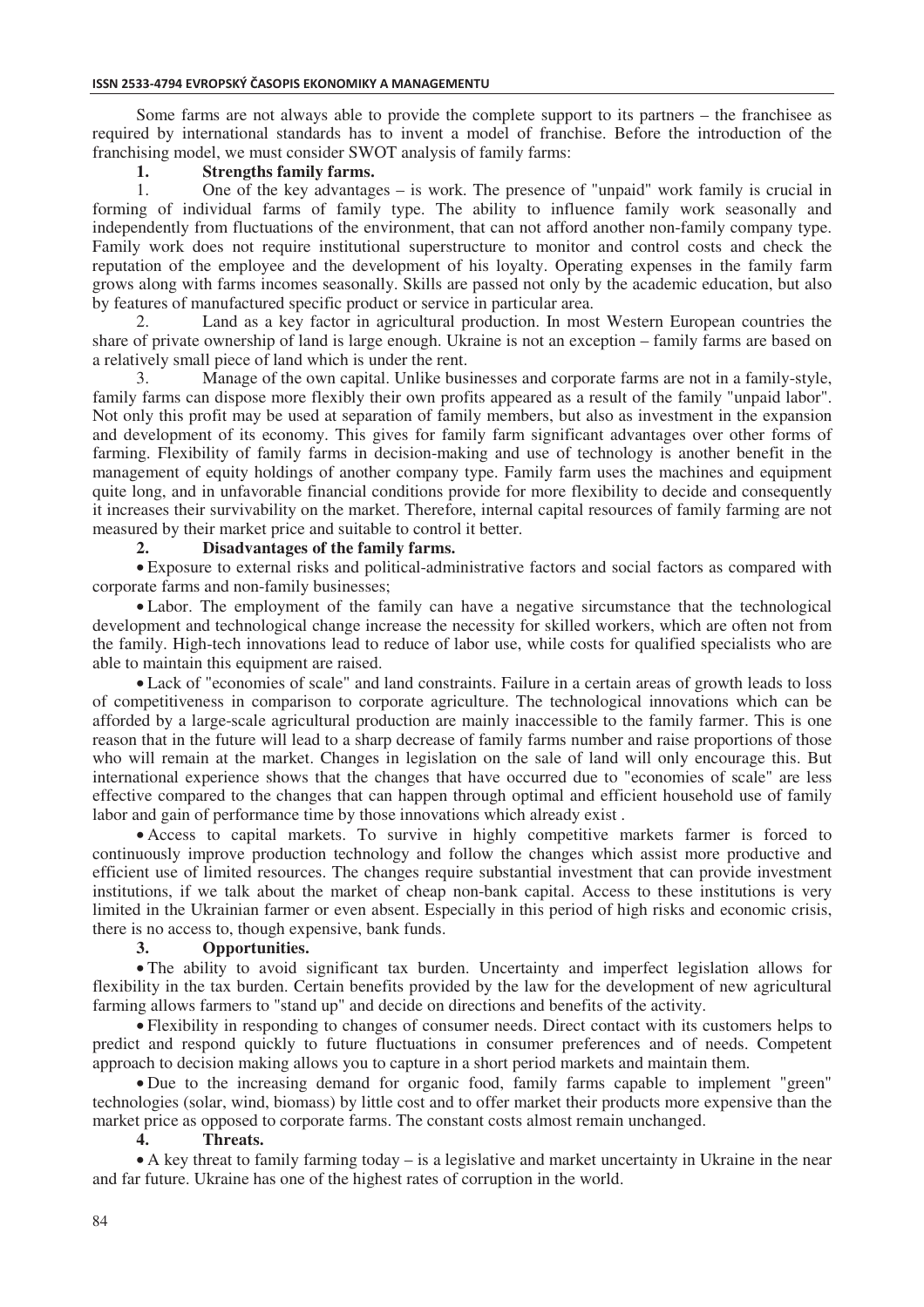Some farms are not always able to provide the complete support to its partners – the franchisee as required by international standards has to invent a model of franchise. Before the introduction of the franchising model, we must consider SWOT analysis of family farms:

**1. Strengths family farms.**

1. One of the key advantages – is work. The presence of "unpaid" work family is crucial in forming of individual farms of family type. The ability to influence family work seasonally and independently from fluctuations of the environment, that can not afford another non-family company type. Family work does not require institutional superstructure to monitor and control costs and check the reputation of the employee and the development of his loyalty. Operating expenses in the family farm grows along with farms incomes seasonally. Skills are passed not only by the academic education, but also by features of manufactured specific product or service in particular area.

2. Land as a key factor in agricultural production. In most Western European countries the share of private ownership of land is large enough. Ukraine is not an exception – family farms are based on a relatively small piece of land which is under the rent.

3. Manage of the own capital. Unlike businesses and corporate farms are not in a family-style, family farms can dispose more flexibly their own profits appeared as a result of the family "unpaid labor". Not only this profit may be used at separation of family members, but also as investment in the expansion and development of its economy. This gives for family farm significant advantages over other forms of farming. Flexibility of family farms in decision-making and use of technology is another benefit in the management of equity holdings of another company type. Family farm uses the machines and equipment quite long, and in unfavorable financial conditions provide for more flexibility to decide and consequently it increases their survivability on the market. Therefore, internal capital resources of family farming are not measured by their market price and suitable to control it better.

**2. Disadvantages of the family farms.**

- Exposure to external risks and political-administrative factors and social factors as compared with corporate farms and non-family businesses;
- Labor. The employment of the family can have a negative sircumstance that the technological development and technological change increase the necessity for skilled workers, which are often not from the family. High-tech innovations lead to reduce of labor use, while costs for qualified specialists who are able to maintain this equipment are raised.
- Lack of "economies of scale" and land constraints. Failure in a certain areas of growth leads to loss of competitiveness in comparison to corporate agriculture. The technological innovations which can be afforded by a large-scale agricultural production are mainly inaccessible to the family farmer. This is one reason that in the future will lead to a sharp decrease of family farms number and raise proportions of those who will remain at the market. Changes in legislation on the sale of land will only encourage this. But international experience shows that the changes that have occurred due to "economies of scale" are less effective compared to the changes that can happen through optimal and efficient household use of family labor and gain of performance time by those innovations which already exist .
- Access to capital markets. To survive in highly competitive markets farmer is forced to continuously improve production technology and follow the changes which assist more productive and efficient use of limited resources. The changes require substantial investment that can provide investment institutions, if we talk about the market of cheap non-bank capital. Access to these institutions is very limited in the Ukrainian farmer or even absent. Especially in this period of high risks and economic crisis, there is no access to, though expensive, bank funds.

**3. Opportunities.**

- The ability to avoid significant tax burden. Uncertainty and imperfect legislation allows for flexibility in the tax burden. Certain benefits provided by the law for the development of new agricultural farming allows farmers to "stand up" and decide on directions and benefits of the activity.
- Flexibility in responding to changes of consumer needs. Direct contact with its customers helps to predict and respond quickly to future fluctuations in consumer preferences and of needs. Competent approach to decision making allows you to capture in a short period markets and maintain them.
- Due to the increasing demand for organic food, family farms capable to implement "green" technologies (solar, wind, biomass) by little cost and to offer market their products more expensive than the market price as opposed to corporate farms. The constant costs almost remain unchanged.

**4. Threats.**

- A key threat to family farming today – is a legislative and market uncertainty in Ukraine in the near and far future. Ukraine has one of the highest rates of corruption in the world.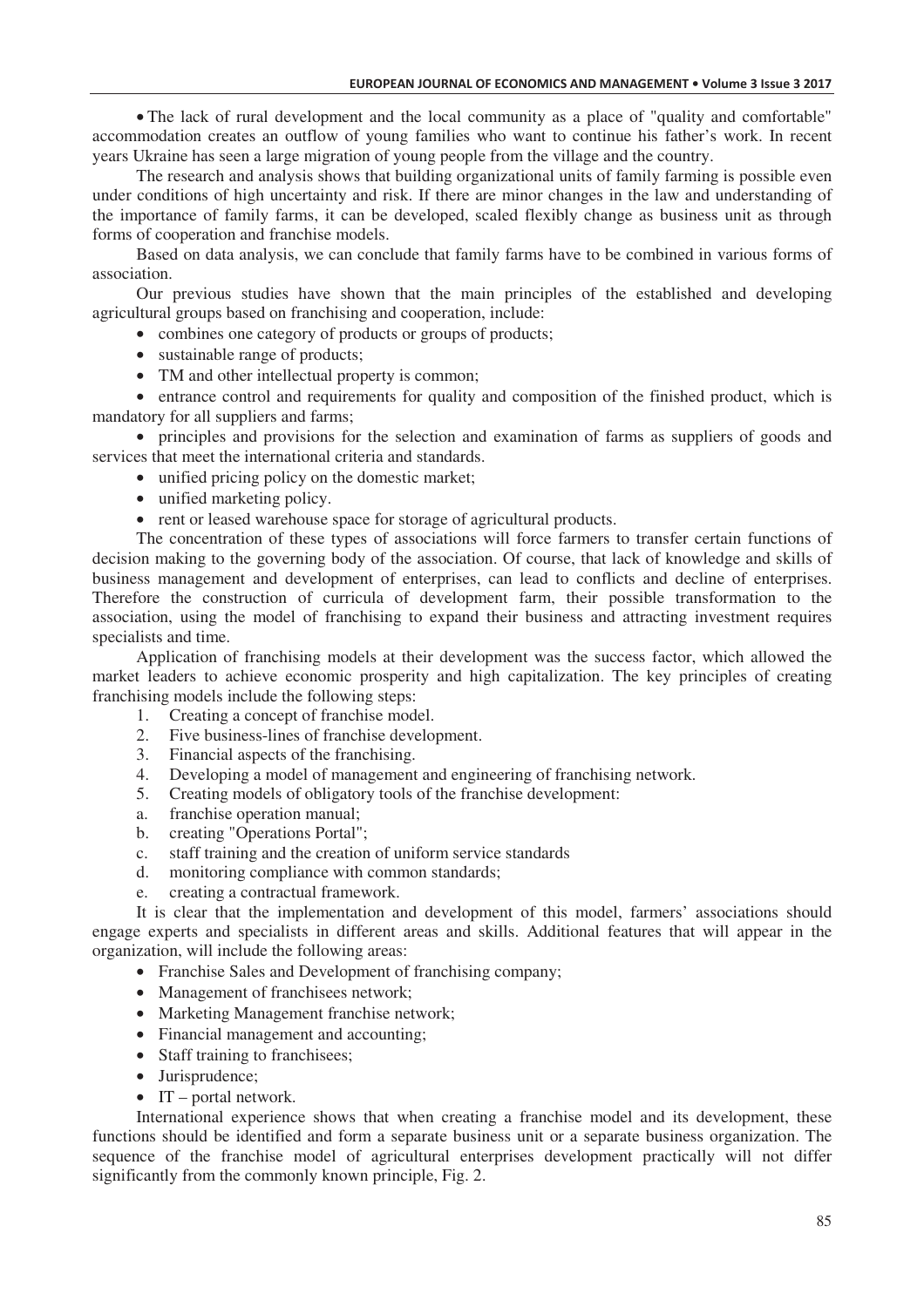- The lack of rural development and the local community as a place of "quality and comfortable" accommodation creates an outflow of young families who want to continue his father's work. In recent years Ukraine has seen a large migration of young people from the village and the country.

The research and analysis shows that building organizational units of family farming is possible even under conditions of high uncertainty and risk. If there are minor changes in the law and understanding of the importance of family farms, it can be developed, scaled flexibly change as business unit as through forms of cooperation and franchise models.

Based on data analysis, we can conclude that family farms have to be combined in various forms of association.

Our previous studies have shown that the main principles of the established and developing agricultural groups based on franchising and cooperation, include:

- combines one category of products or groups of products;
- sustainable range of products;
- TM and other intellectual property is common;
- entrance control and requirements for quality and composition of the finished product, which is mandatory for all suppliers and farms;
- principles and provisions for the selection and examination of farms as suppliers of goods and services that meet the international criteria and standards.
- unified pricing policy on the domestic market;
- unified marketing policy.
- rent or leased warehouse space for storage of agricultural products.

The concentration of these types of associations will force farmers to transfer certain functions of decision making to the governing body of the association. Of course, that lack of knowledge and skills of business management and development of enterprises, can lead to conflicts and decline of enterprises. Therefore the construction of curricula of development farm, their possible transformation to the association, using the model of franchising to expand their business and attracting investment requires specialists and time.

Application of franchising models at their development was the success factor, which allowed the market leaders to achieve economic prosperity and high capitalization. The key principles of creating franchising models include the following steps:

1. Creating a concept of franchise model.
2. Five business-lines of franchise development.
3. Financial aspects of the franchising.
4. Developing a model of management and engineering of franchising network.
5. Creating models of obligatory tools of the franchise development:
   a. franchise operation manual;
   b. creating "Operations Portal";
   c. staff training and the creation of uniform service standards
   d. monitoring compliance with common standards;
   e. creating a contractual framework.

It is clear that the implementation and development of this model, farmers' associations should engage experts and specialists in different areas and skills. Additional features that will appear in the organization, will include the following areas:

- Franchise Sales and Development of franchising company;
- Management of franchisees network;
- Marketing Management franchise network;
- Financial management and accounting;
- Staff training to franchisees;
- Jurisprudence;
- IT – portal network.

International experience shows that when creating a franchise model and its development, these functions should be identified and form a separate business unit or a separate business organization. The sequence of the franchise model of agricultural enterprises development practically will not differ significantly from the commonly known principle, Fig. 2.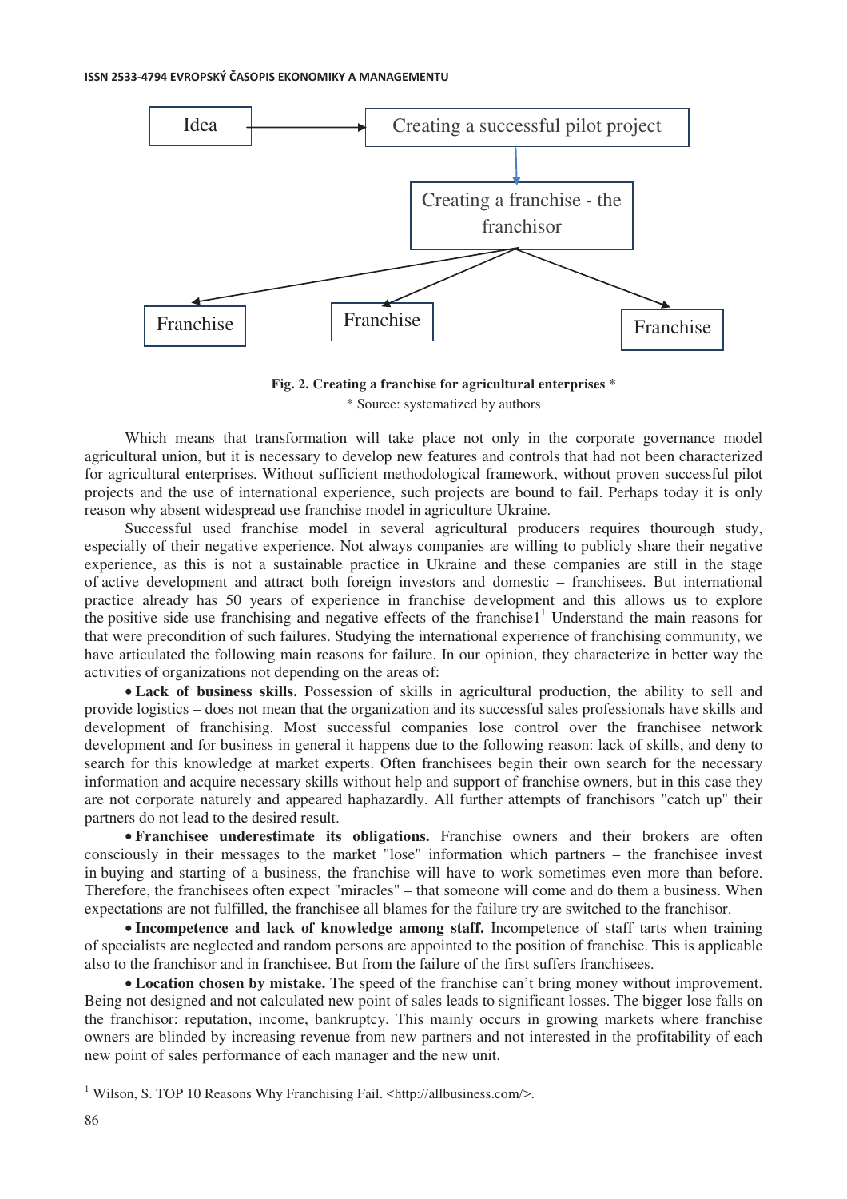Idea → Creating a successful pilot project → Creating a franchise - the franchisor → Franchise | Franchise | Franchise

**Fig. 2. Creating a franchise for agricultural enterprises \***

\* Source: systematized by authors

Which means that transformation will take place not only in the corporate governance model agricultural union, but it is necessary to develop new features and controls that had not been characterized for agricultural enterprises. Without sufficient methodological framework, without proven successful pilot projects and the use of international experience, such projects are bound to fail. Perhaps today it is only reason why absent widespread use franchise model in agriculture Ukraine.

Successful used franchise model in several agricultural producers requires thourough study, especially of their negative experience. Not always companies are willing to publicly share their negative experience, as this is not a sustainable practice in Ukraine and these companies are still in the stage of active development and attract both foreign investors and domestic – franchisees. But international practice already has 50 years of experience in franchise development and this allows us to explore the positive side use franchising and negative effects of the franchise1[1] Understand the main reasons for that were precondition of such failures. Studying the international experience of franchising community, we have articulated the following main reasons for failure. In our opinion, they characterize in better way the activities of organizations not depending on the areas of:

- **Lack of business skills.** Possession of skills in agricultural production, the ability to sell and provide logistics – does not mean that the organization and its successful sales professionals have skills and development of franchising. Most successful companies lose control over the franchisee network development and for business in general it happens due to the following reason: lack of skills, and deny to search for this knowledge at market experts. Often franchisees begin their own search for the necessary information and acquire necessary skills without help and support of franchise owners, but in this case they are not corporate naturely and appeared haphazardly. All further attempts of franchisors "catch up" their partners do not lead to the desired result.
- **Franchisee underestimate its obligations.** Franchise owners and their brokers are often consciously in their messages to the market "lose" information which partners – the franchisee invest in buying and starting of a business, the franchise will have to work sometimes even more than before. Therefore, the franchisees often expect "miracles" – that someone will come and do them a business. When expectations are not fulfilled, the franchisee all blames for the failure try are switched to the franchisor.
- **Incompetence and lack of knowledge among staff.** Incompetence of staff tarts when training of specialists are neglected and random persons are appointed to the position of franchise. This is applicable also to the franchisor and in franchisee. But from the failure of the first suffers franchisees.
- **Location chosen by mistake.** The speed of the franchise can't bring money without improvement. Being not designed and not calculated new point of sales leads to significant losses. The bigger lose falls on the franchisor: reputation, income, bankruptcy. This mainly occurs in growing markets where franchise owners are blinded by increasing revenue from new partners and not interested in the profitability of each new point of sales performance of each manager and the new unit.

[1] Wilson, S. TOP 10 Reasons Why Franchising Fail. <http://allbusiness.com/>.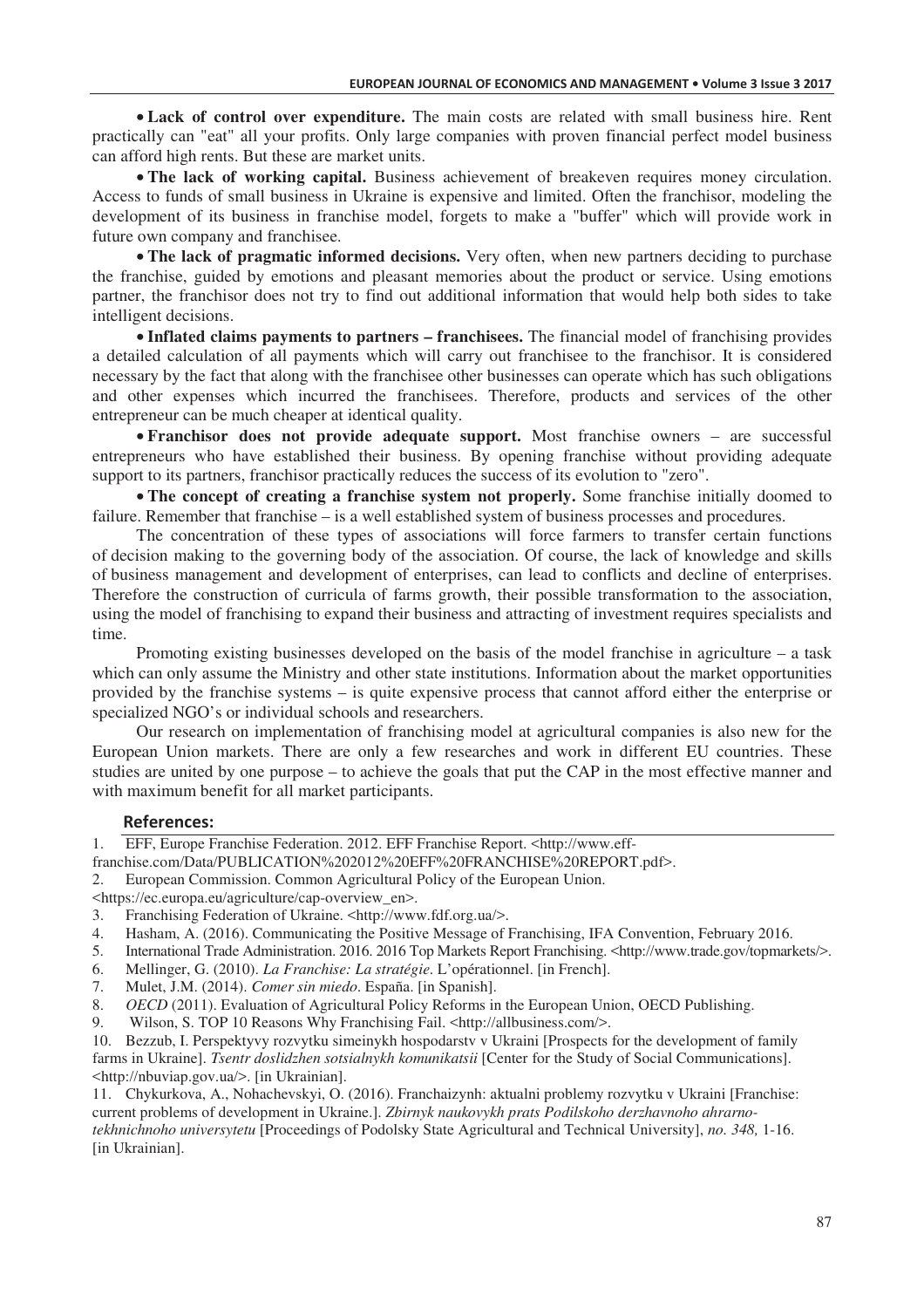- **Lack of control over expenditure.** The main costs are related with small business hire. Rent practically can "eat" all your profits. Only large companies with proven financial perfect model business can afford high rents. But these are market units.

- **The lack of working capital.** Business achievement of breakeven requires money circulation. Access to funds of small business in Ukraine is expensive and limited. Often the franchisor, modeling the development of its business in franchise model, forgets to make a "buffer" which will provide work in future own company and franchisee.

- **The lack of pragmatic informed decisions.** Very often, when new partners deciding to purchase the franchise, guided by emotions and pleasant memories about the product or service. Using emotions partner, the franchisor does not try to find out additional information that would help both sides to take intelligent decisions.

- **Inflated claims payments to partners – franchisees.** The financial model of franchising provides a detailed calculation of all payments which will carry out franchisee to the franchisor. It is considered necessary by the fact that along with the franchisee other businesses can operate which has such obligations and other expenses which incurred the franchisees. Therefore, products and services of the other entrepreneur can be much cheaper at identical quality.

- **Franchisor does not provide adequate support.** Most franchise owners – are successful entrepreneurs who have established their business. By opening franchise without providing adequate support to its partners, franchisor practically reduces the success of its evolution to "zero".

- **The concept of creating a franchise system not properly.** Some franchise initially doomed to failure. Remember that franchise – is a well established system of business processes and procedures.

The concentration of these types of associations will force farmers to transfer certain functions of decision making to the governing body of the association. Of course, the lack of knowledge and skills of business management and development of enterprises, can lead to conflicts and decline of enterprises. Therefore the construction of curricula of farms growth, their possible transformation to the association, using the model of franchising to expand their business and attracting of investment requires specialists and time.

Promoting existing businesses developed on the basis of the model franchise in agriculture – a task which can only assume the Ministry and other state institutions. Information about the market opportunities provided by the franchise systems – is quite expensive process that cannot afford either the enterprise or specialized NGO's or individual schools and researchers.

Our research on implementation of franchising model at agricultural companies is also new for the European Union markets. There are only a few researches and work in different EU countries. These studies are united by one purpose – to achieve the goals that put the CAP in the most effective manner and with maximum benefit for all market participants.

## References:

1. EFF, Europe Franchise Federation. 2012. EFF Franchise Report. <http://www.eff-franchise.com/Data/PUBLICATION%202012%20EFF%20FRANCHISE%20REPORT.pdf>.
2. European Commission. Common Agricultural Policy of the European Union. <https://ec.europa.eu/agriculture/cap-overview_en>.
3. Franchising Federation of Ukraine. <http://www.fdf.org.ua/>.
4. Hasham, A. (2016). Communicating the Positive Message of Franchising, IFA Convention, February 2016.
5. International Trade Administration. 2016. 2016 Top Markets Report Franchising. <http://www.trade.gov/topmarkets/>.
6. Mellinger, G. (2010). *La Franchise: La stratégie*. L'opérationnel. [in French].
7. Mulet, J.M. (2014). *Comer sin miedo*. España. [in Spanish].
8. *OECD* (2011). Evaluation of Agricultural Policy Reforms in the European Union, OECD Publishing.
9. Wilson, S. TOP 10 Reasons Why Franchising Fail. <http://allbusiness.com/>.
10. Bezzub, I. Perspektyvy rozvytku simeinykh hospodarstv v Ukraini [Prospects for the development of family farms in Ukraine]. *Tsentr doslidzhen sotsialnykh komunikatsii* [Center for the Study of Social Communications]. <http://nbuviap.gov.ua/>. [in Ukrainian].
11. Chykurkova, A., Nohachevskyi, O. (2016). Franchaizynh: aktualni problemy rozvytku v Ukraini [Franchise: current problems of development in Ukraine.]. *Zbirnyk naukovykh prats Podilskoho derzhavnoho ahrarno-tekhnichnoho universytetu* [Proceedings of Podolsky State Agricultural and Technical University], *no. 348,* 1-16. [in Ukrainian].